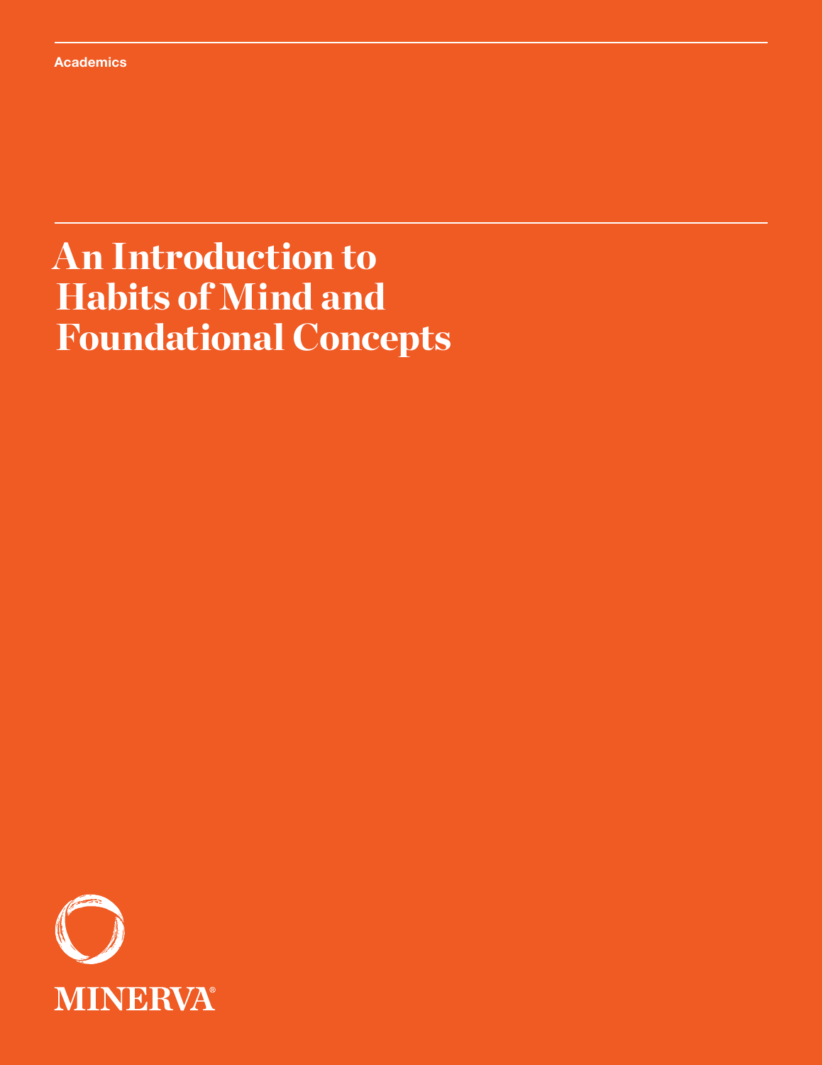Academics

# An Introduction to Habits of Mind and Foundational Concepts

MINERVA®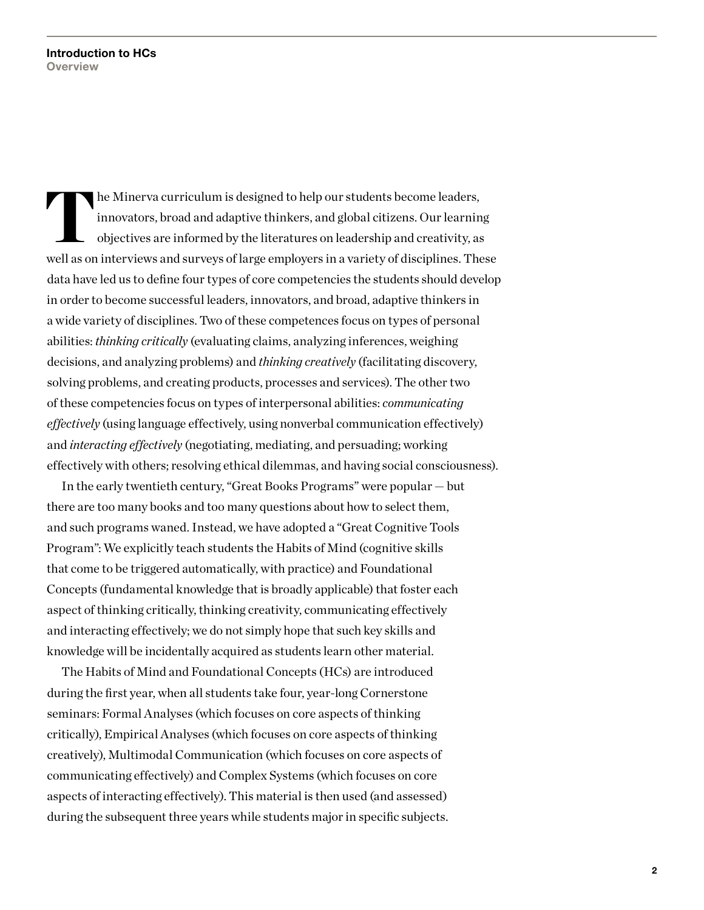The Minerva curriculum is designed to help our students become leaders, innovators, broad and adaptive thinkers, and global citizens. Our learning objectives are informed by the literatures on leadership and creativity, as well as on interviews and surveys of large employers in a variety of disciplines. These data have led us to define four types of core competencies the students should develop in order to become successful leaders, innovators, and broad, adaptive thinkers in a wide variety of disciplines. Two of these competences focus on types of personal abilities: *thinking critically* (evaluating claims, analyzing inferences, weighing decisions, and analyzing problems) and *thinking creatively* (facilitating discovery, solving problems, and creating products, processes and services). The other two of these competencies focus on types of interpersonal abilities: *communicating effectively* (using language effectively, using nonverbal communication effectively) and *interacting effectively* (negotiating, mediating, and persuading; working effectively with others; resolving ethical dilemmas, and having social consciousness).

In the early twentieth century, "Great Books Programs" were popular — but there are too many books and too many questions about how to select them, and such programs waned. Instead, we have adopted a "Great Cognitive Tools Program": We explicitly teach students the Habits of Mind (cognitive skills that come to be triggered automatically, with practice) and Foundational Concepts (fundamental knowledge that is broadly applicable) that foster each aspect of thinking critically, thinking creativity, communicating effectively and interacting effectively; we do not simply hope that such key skills and knowledge will be incidentally acquired as students learn other material.

The Habits of Mind and Foundational Concepts (HCs) are introduced during the first year, when all students take four, year-long Cornerstone seminars: Formal Analyses (which focuses on core aspects of thinking critically), Empirical Analyses (which focuses on core aspects of thinking creatively), Multimodal Communication (which focuses on core aspects of communicating effectively) and Complex Systems (which focuses on core aspects of interacting effectively). This material is then used (and assessed) during the subsequent three years while students major in specific subjects.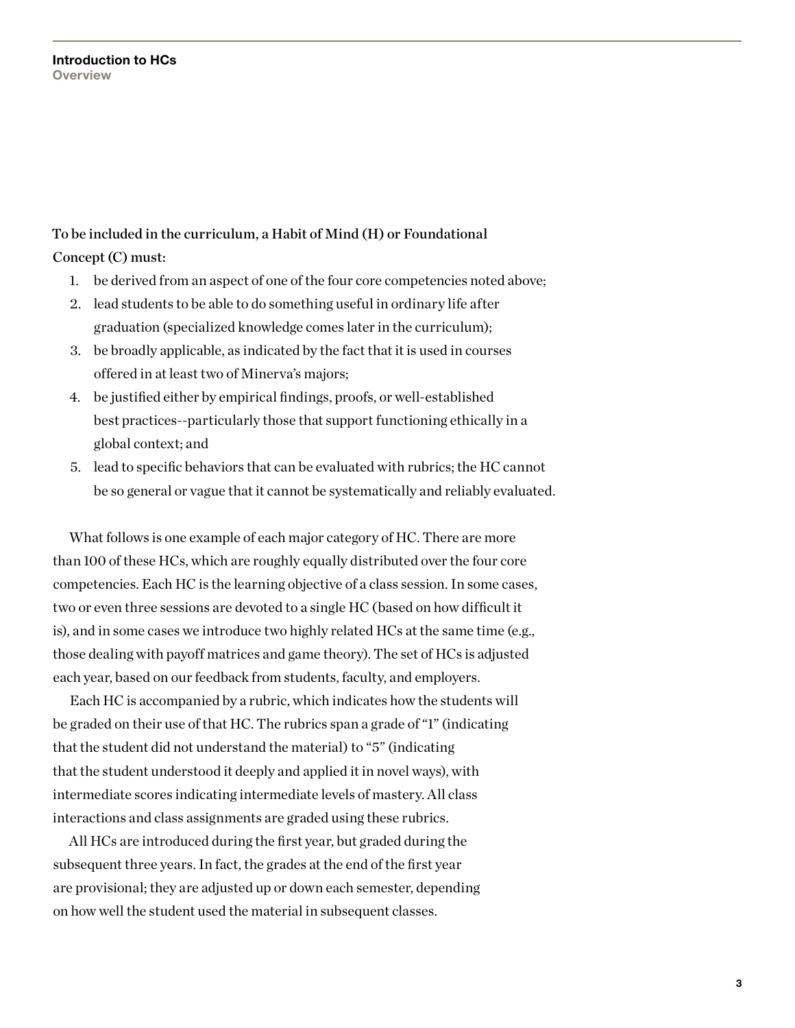To be included in the curriculum, a Habit of Mind (H) or Foundational Concept (C) must:

1. be derived from an aspect of one of the four core competencies noted above;
2. lead students to be able to do something useful in ordinary life after graduation (specialized knowledge comes later in the curriculum);
3. be broadly applicable, as indicated by the fact that it is used in courses offered in at least two of Minerva's majors;
4. be justified either by empirical findings, proofs, or well-established best practices--particularly those that support functioning ethically in a global context; and
5. lead to specific behaviors that can be evaluated with rubrics; the HC cannot be so general or vague that it cannot be systematically and reliably evaluated.

What follows is one example of each major category of HC. There are more than 100 of these HCs, which are roughly equally distributed over the four core competencies. Each HC is the learning objective of a class session. In some cases, two or even three sessions are devoted to a single HC (based on how difficult it is), and in some cases we introduce two highly related HCs at the same time (e.g., those dealing with payoff matrices and game theory). The set of HCs is adjusted each year, based on our feedback from students, faculty, and employers.

Each HC is accompanied by a rubric, which indicates how the students will be graded on their use of that HC. The rubrics span a grade of "1" (indicating that the student did not understand the material) to "5" (indicating that the student understood it deeply and applied it in novel ways), with intermediate scores indicating intermediate levels of mastery. All class interactions and class assignments are graded using these rubrics.

All HCs are introduced during the first year, but graded during the subsequent three years. In fact, the grades at the end of the first year are provisional; they are adjusted up or down each semester, depending on how well the student used the material in subsequent classes.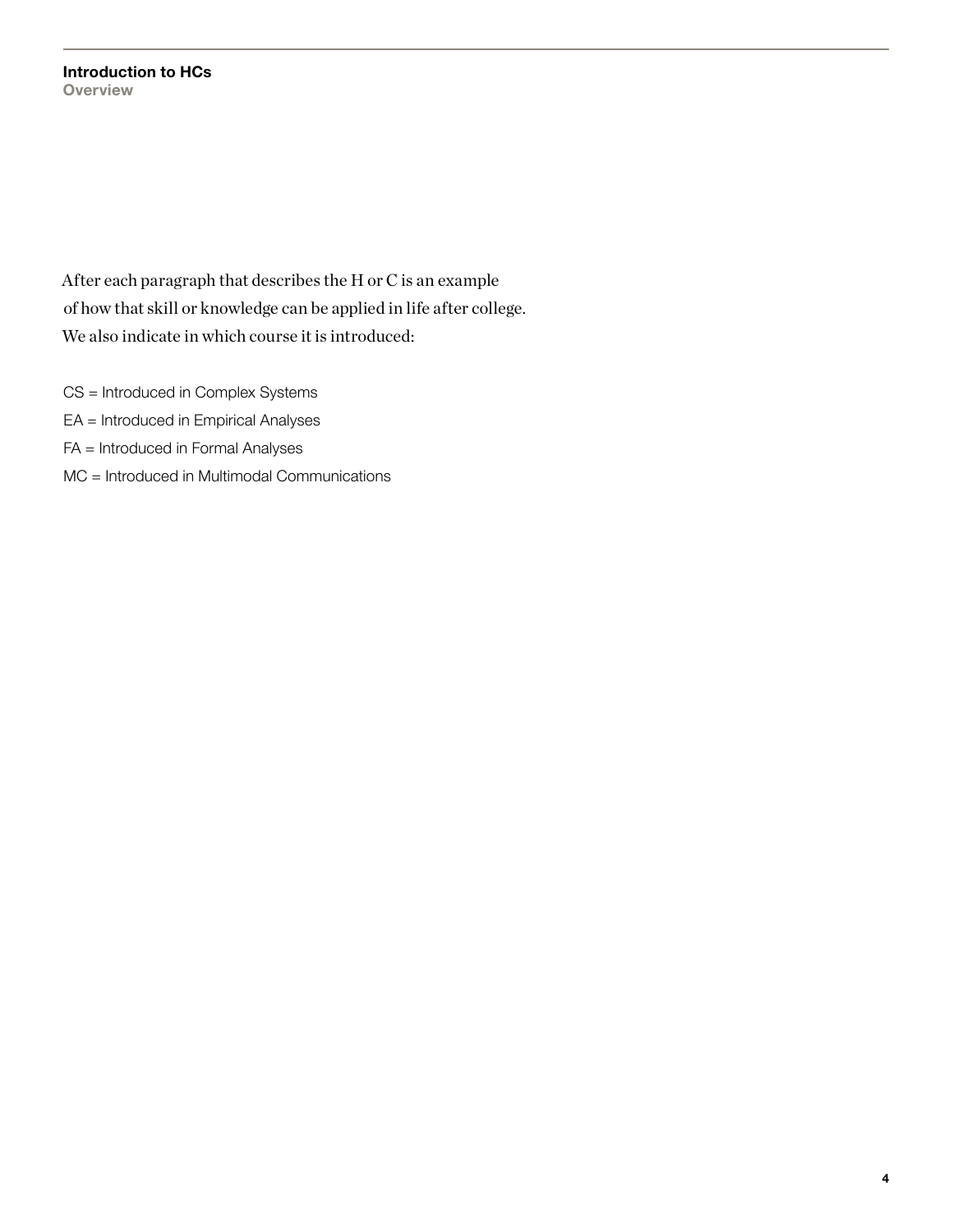After each paragraph that describes the H or C is an example of how that skill or knowledge can be applied in life after college. We also indicate in which course it is introduced:

CS = Introduced in Complex Systems

EA = Introduced in Empirical Analyses

FA = Introduced in Formal Analyses

MC = Introduced in Multimodal Communications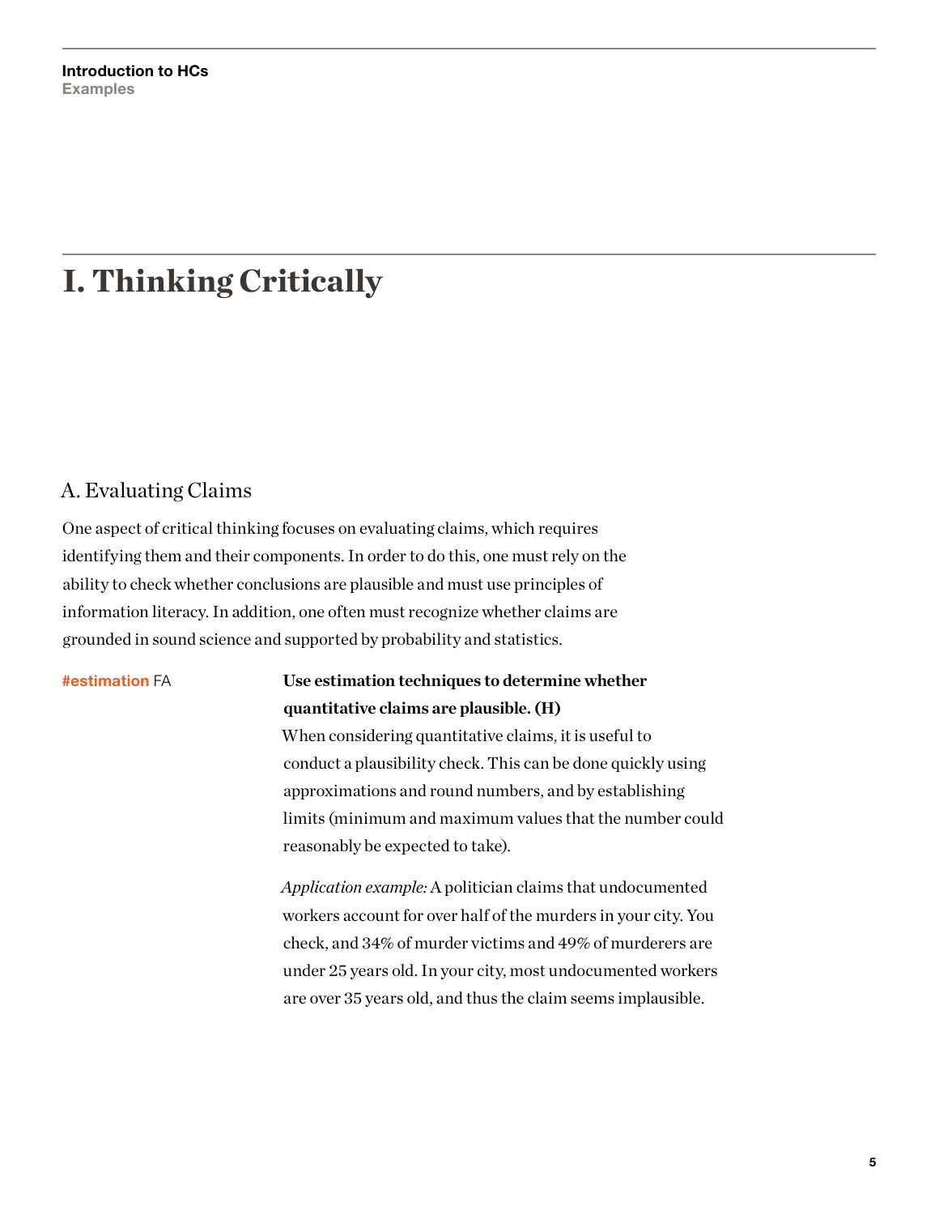# I. Thinking Critically

## A. Evaluating Claims

One aspect of critical thinking focuses on evaluating claims, which requires identifying them and their components. In order to do this, one must rely on the ability to check whether conclusions are plausible and must use principles of information literacy. In addition, one often must recognize whether claims are grounded in sound science and supported by probability and statistics.

**#estimation** FA

**Use estimation techniques to determine whether quantitative claims are plausible. (H)**
When considering quantitative claims, it is useful to conduct a plausibility check. This can be done quickly using approximations and round numbers, and by establishing limits (minimum and maximum values that the number could reasonably be expected to take).

*Application example:* A politician claims that undocumented workers account for over half of the murders in your city. You check, and 34% of murder victims and 49% of murderers are under 25 years old. In your city, most undocumented workers are over 35 years old, and thus the claim seems implausible.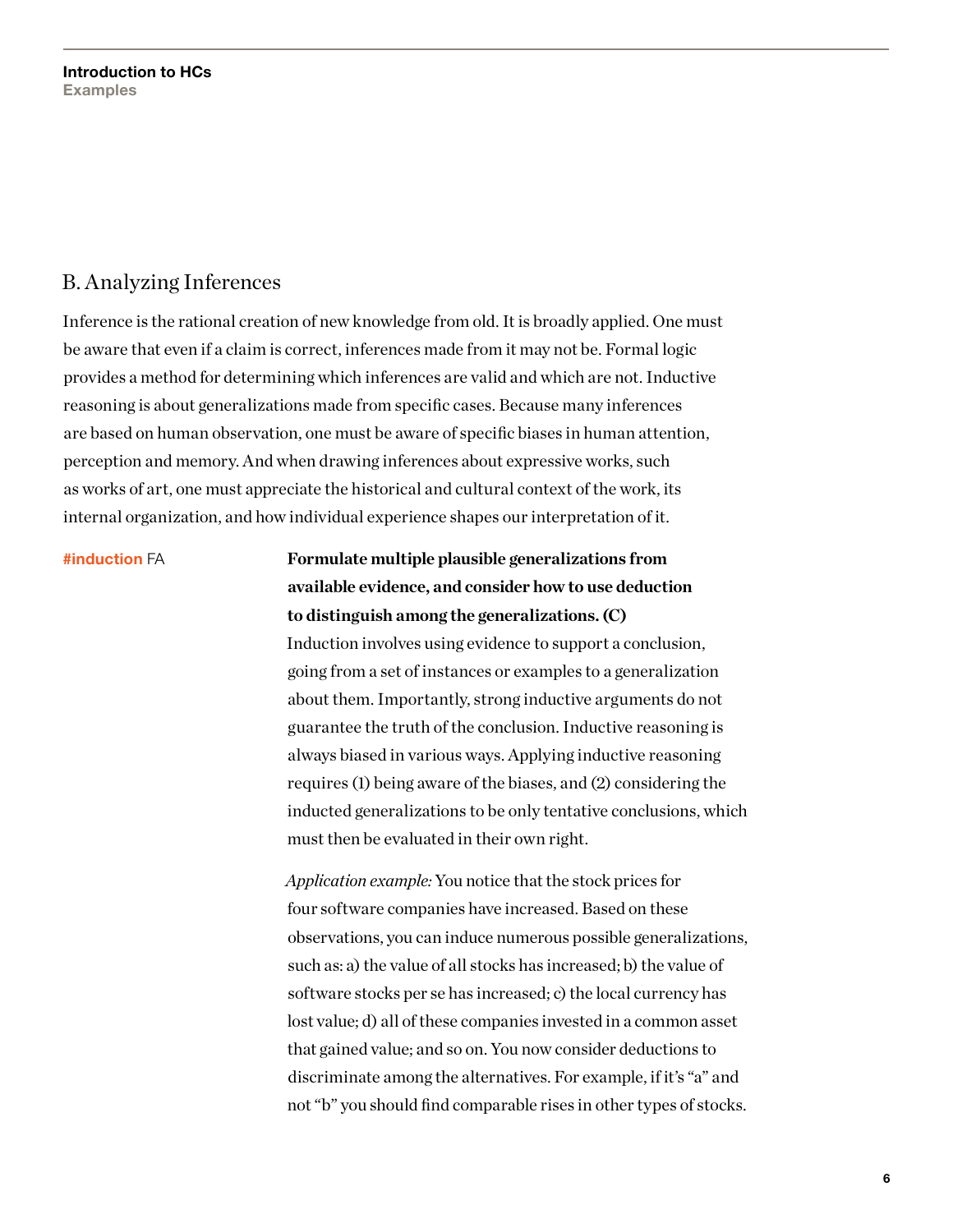## B. Analyzing Inferences

Inference is the rational creation of new knowledge from old. It is broadly applied. One must be aware that even if a claim is correct, inferences made from it may not be. Formal logic provides a method for determining which inferences are valid and which are not. Inductive reasoning is about generalizations made from specific cases. Because many inferences are based on human observation, one must be aware of specific biases in human attention, perception and memory. And when drawing inferences about expressive works, such as works of art, one must appreciate the historical and cultural context of the work, its internal organization, and how individual experience shapes our interpretation of it.

**#induction** FA

**Formulate multiple plausible generalizations from available evidence, and consider how to use deduction to distinguish among the generalizations. (C)**

Induction involves using evidence to support a conclusion, going from a set of instances or examples to a generalization about them. Importantly, strong inductive arguments do not guarantee the truth of the conclusion. Inductive reasoning is always biased in various ways. Applying inductive reasoning requires (1) being aware of the biases, and (2) considering the inducted generalizations to be only tentative conclusions, which must then be evaluated in their own right.

*Application example:* You notice that the stock prices for four software companies have increased. Based on these observations, you can induce numerous possible generalizations, such as: a) the value of all stocks has increased; b) the value of software stocks per se has increased; c) the local currency has lost value; d) all of these companies invested in a common asset that gained value; and so on. You now consider deductions to discriminate among the alternatives. For example, if it's "a" and not "b" you should find comparable rises in other types of stocks.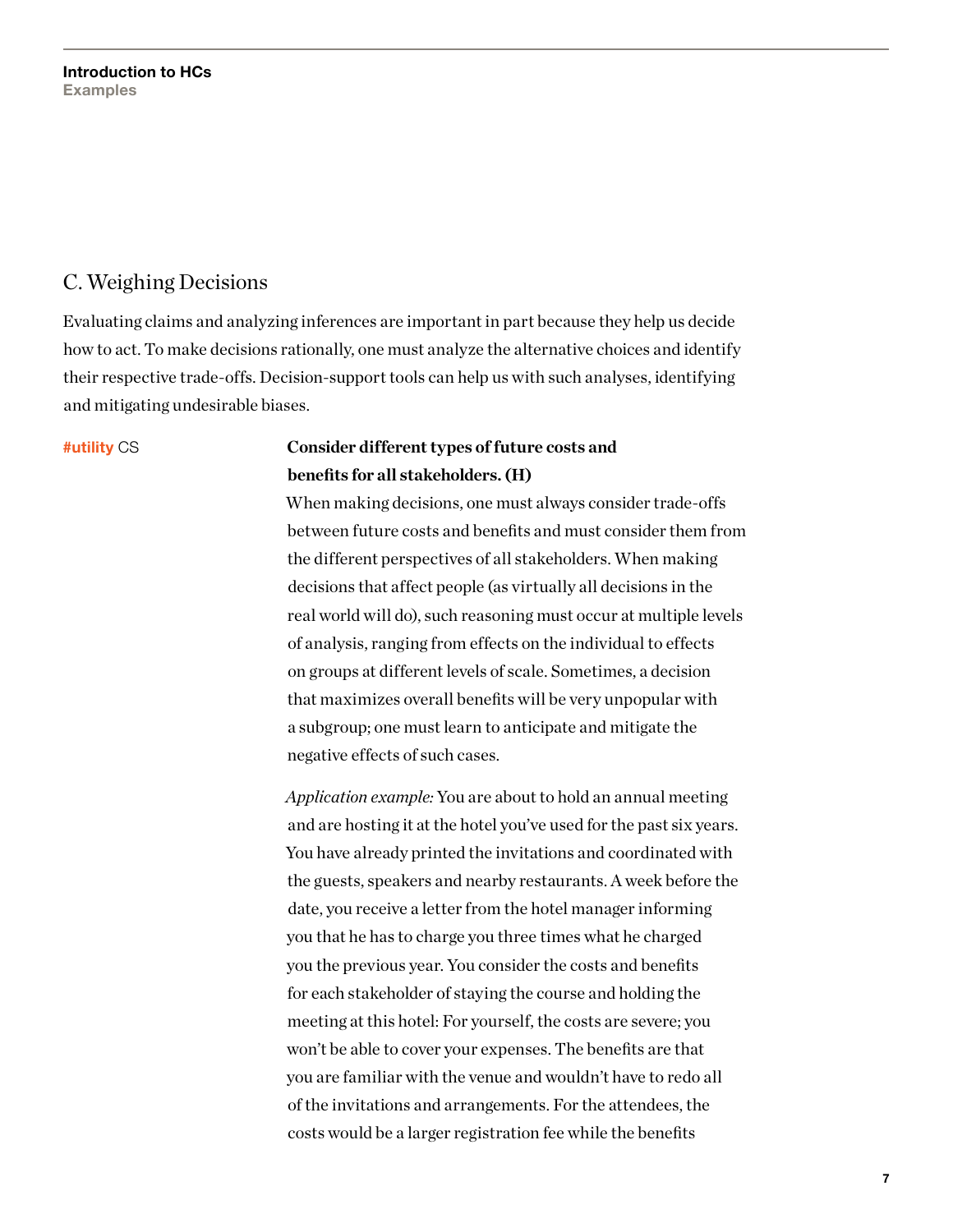## C. Weighing Decisions

Evaluating claims and analyzing inferences are important in part because they help us decide how to act. To make decisions rationally, one must analyze the alternative choices and identify their respective trade-offs. Decision-support tools can help us with such analyses, identifying and mitigating undesirable biases.

**#utility** CS

**Consider different types of future costs and benefits for all stakeholders. (H)**

When making decisions, one must always consider trade-offs between future costs and benefits and must consider them from the different perspectives of all stakeholders. When making decisions that affect people (as virtually all decisions in the real world will do), such reasoning must occur at multiple levels of analysis, ranging from effects on the individual to effects on groups at different levels of scale. Sometimes, a decision that maximizes overall benefits will be very unpopular with a subgroup; one must learn to anticipate and mitigate the negative effects of such cases.

*Application example:* You are about to hold an annual meeting and are hosting it at the hotel you've used for the past six years. You have already printed the invitations and coordinated with the guests, speakers and nearby restaurants. A week before the date, you receive a letter from the hotel manager informing you that he has to charge you three times what he charged you the previous year. You consider the costs and benefits for each stakeholder of staying the course and holding the meeting at this hotel: For yourself, the costs are severe; you won't be able to cover your expenses. The benefits are that you are familiar with the venue and wouldn't have to redo all of the invitations and arrangements. For the attendees, the costs would be a larger registration fee while the benefits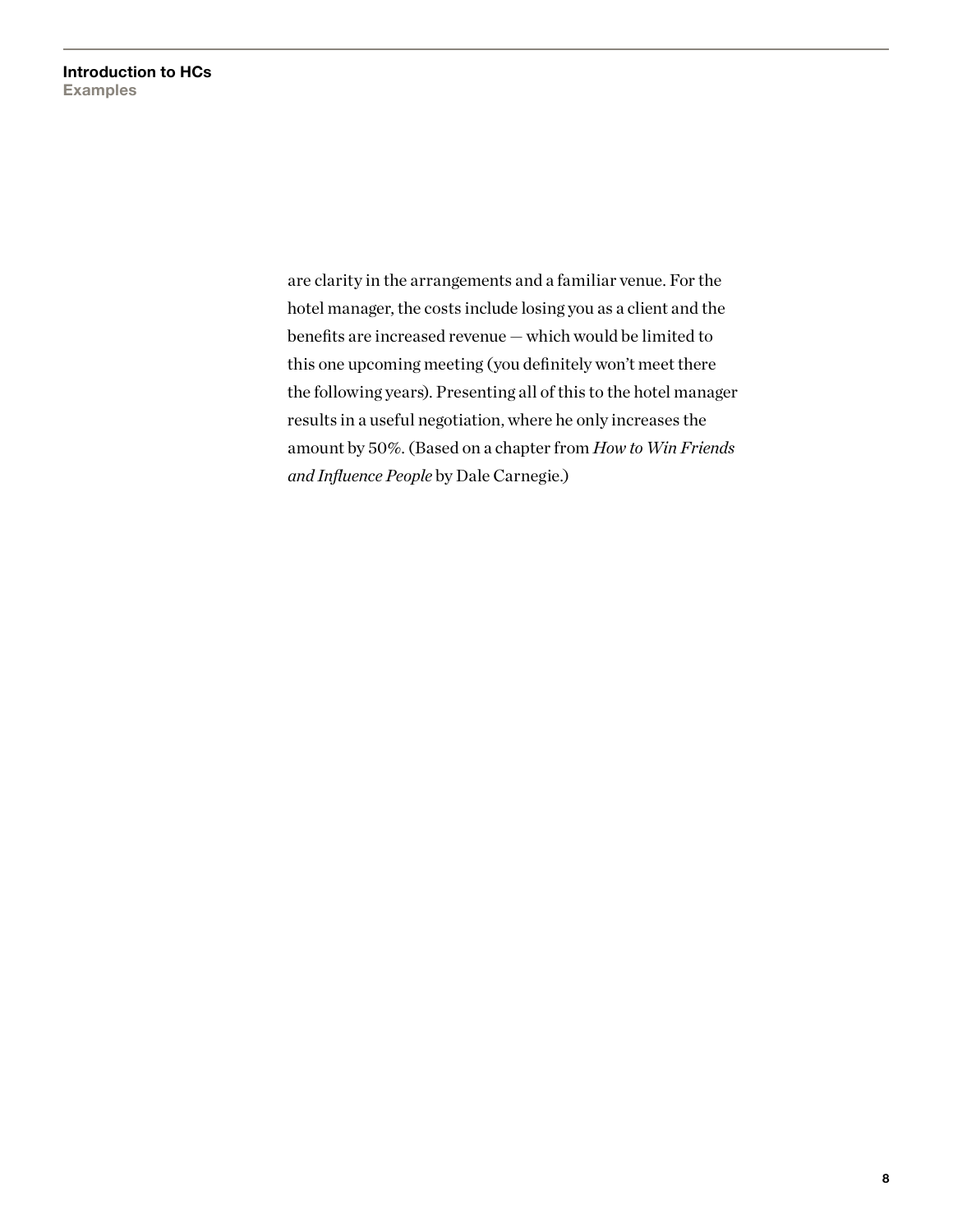are clarity in the arrangements and a familiar venue. For the hotel manager, the costs include losing you as a client and the benefits are increased revenue — which would be limited to this one upcoming meeting (you definitely won't meet there the following years). Presenting all of this to the hotel manager results in a useful negotiation, where he only increases the amount by 50%. (Based on a chapter from *How to Win Friends and Influence People* by Dale Carnegie.)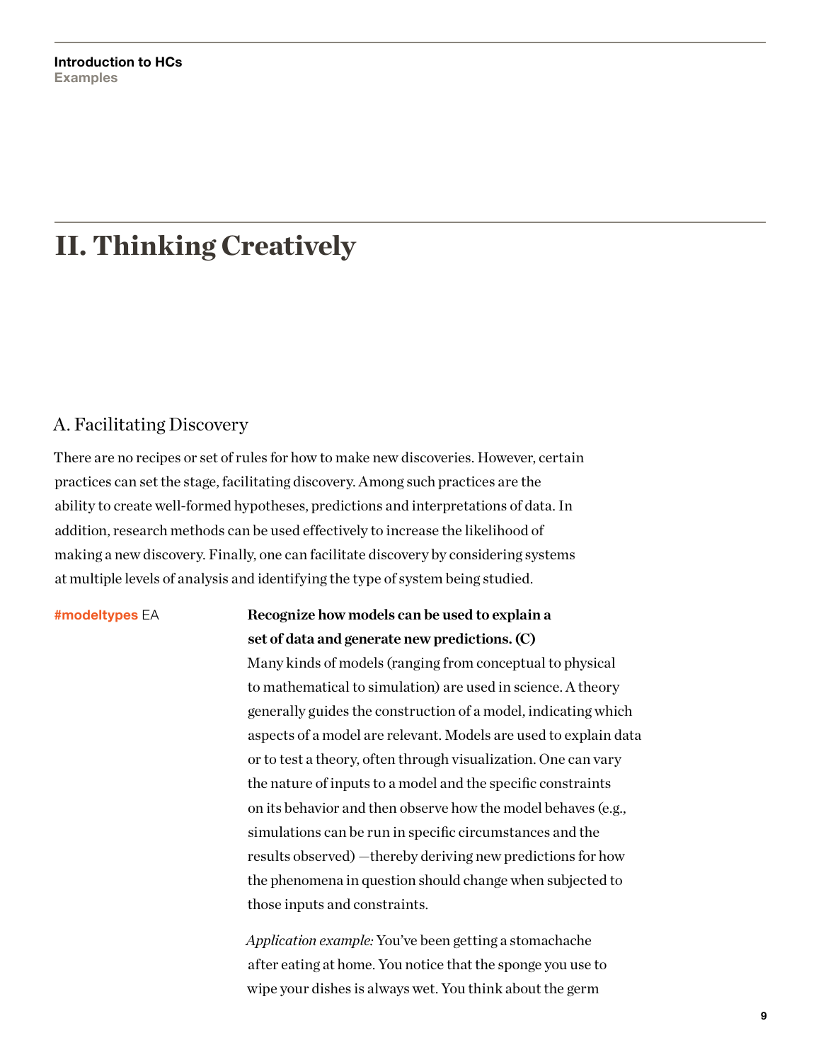# II. Thinking Creatively

## A. Facilitating Discovery

There are no recipes or set of rules for how to make new discoveries. However, certain practices can set the stage, facilitating discovery. Among such practices are the ability to create well-formed hypotheses, predictions and interpretations of data. In addition, research methods can be used effectively to increase the likelihood of making a new discovery. Finally, one can facilitate discovery by considering systems at multiple levels of analysis and identifying the type of system being studied.

**#modeltypes** EA

**Recognize how models can be used to explain a set of data and generate new predictions. (C)**

Many kinds of models (ranging from conceptual to physical to mathematical to simulation) are used in science. A theory generally guides the construction of a model, indicating which aspects of a model are relevant. Models are used to explain data or to test a theory, often through visualization. One can vary the nature of inputs to a model and the specific constraints on its behavior and then observe how the model behaves (e.g., simulations can be run in specific circumstances and the results observed) —thereby deriving new predictions for how the phenomena in question should change when subjected to those inputs and constraints.

*Application example:* You've been getting a stomachache after eating at home. You notice that the sponge you use to wipe your dishes is always wet. You think about the germ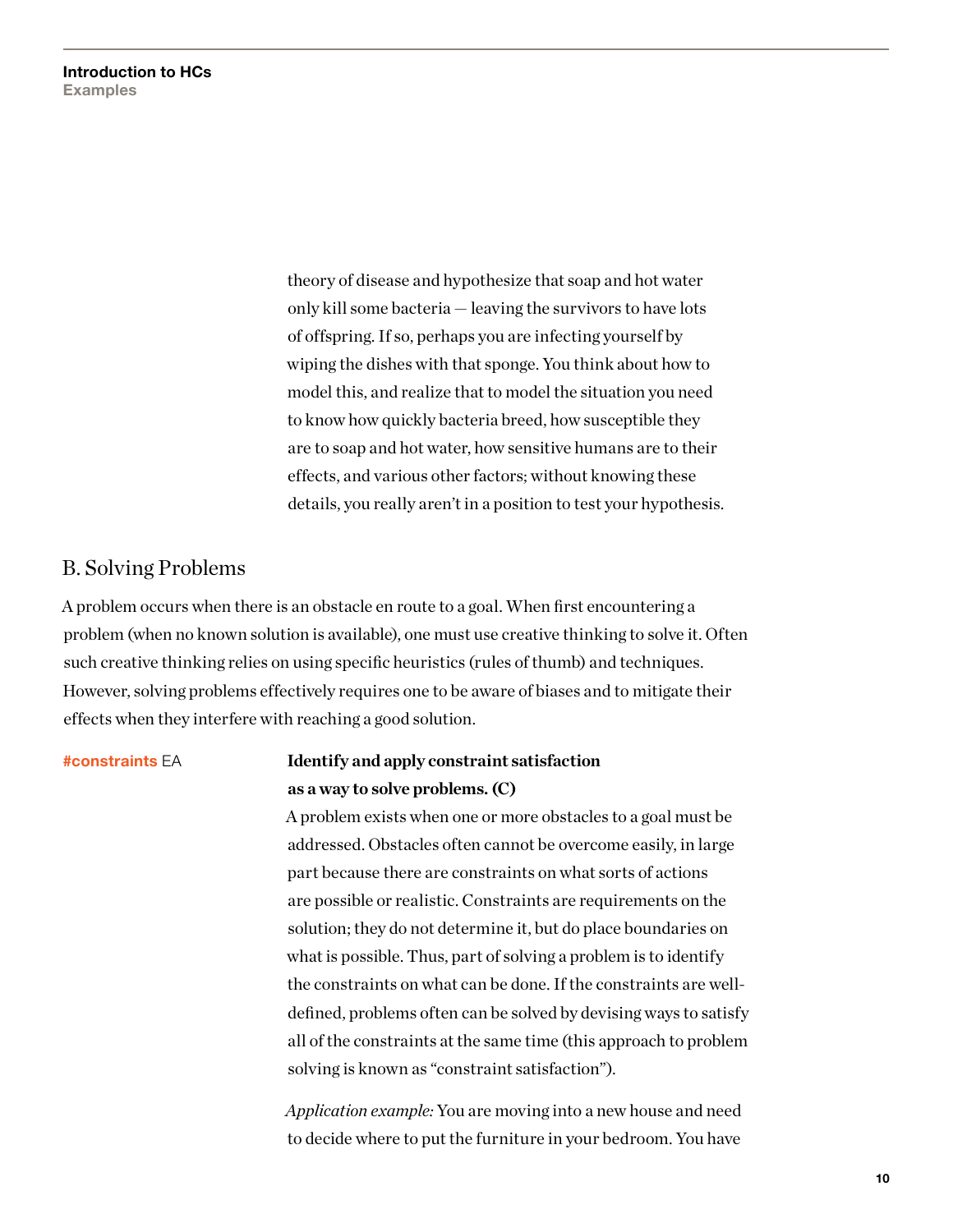theory of disease and hypothesize that soap and hot water only kill some bacteria — leaving the survivors to have lots of offspring. If so, perhaps you are infecting yourself by wiping the dishes with that sponge. You think about how to model this, and realize that to model the situation you need to know how quickly bacteria breed, how susceptible they are to soap and hot water, how sensitive humans are to their effects, and various other factors; without knowing these details, you really aren't in a position to test your hypothesis.

## B. Solving Problems

A problem occurs when there is an obstacle en route to a goal. When first encountering a problem (when no known solution is available), one must use creative thinking to solve it. Often such creative thinking relies on using specific heuristics (rules of thumb) and techniques. However, solving problems effectively requires one to be aware of biases and to mitigate their effects when they interfere with reaching a good solution.

**#constraints** EA

**Identify and apply constraint satisfaction as a way to solve problems. (C)**

A problem exists when one or more obstacles to a goal must be addressed. Obstacles often cannot be overcome easily, in large part because there are constraints on what sorts of actions are possible or realistic. Constraints are requirements on the solution; they do not determine it, but do place boundaries on what is possible. Thus, part of solving a problem is to identify the constraints on what can be done. If the constraints are well-defined, problems often can be solved by devising ways to satisfy all of the constraints at the same time (this approach to problem solving is known as "constraint satisfaction").

*Application example:* You are moving into a new house and need to decide where to put the furniture in your bedroom. You have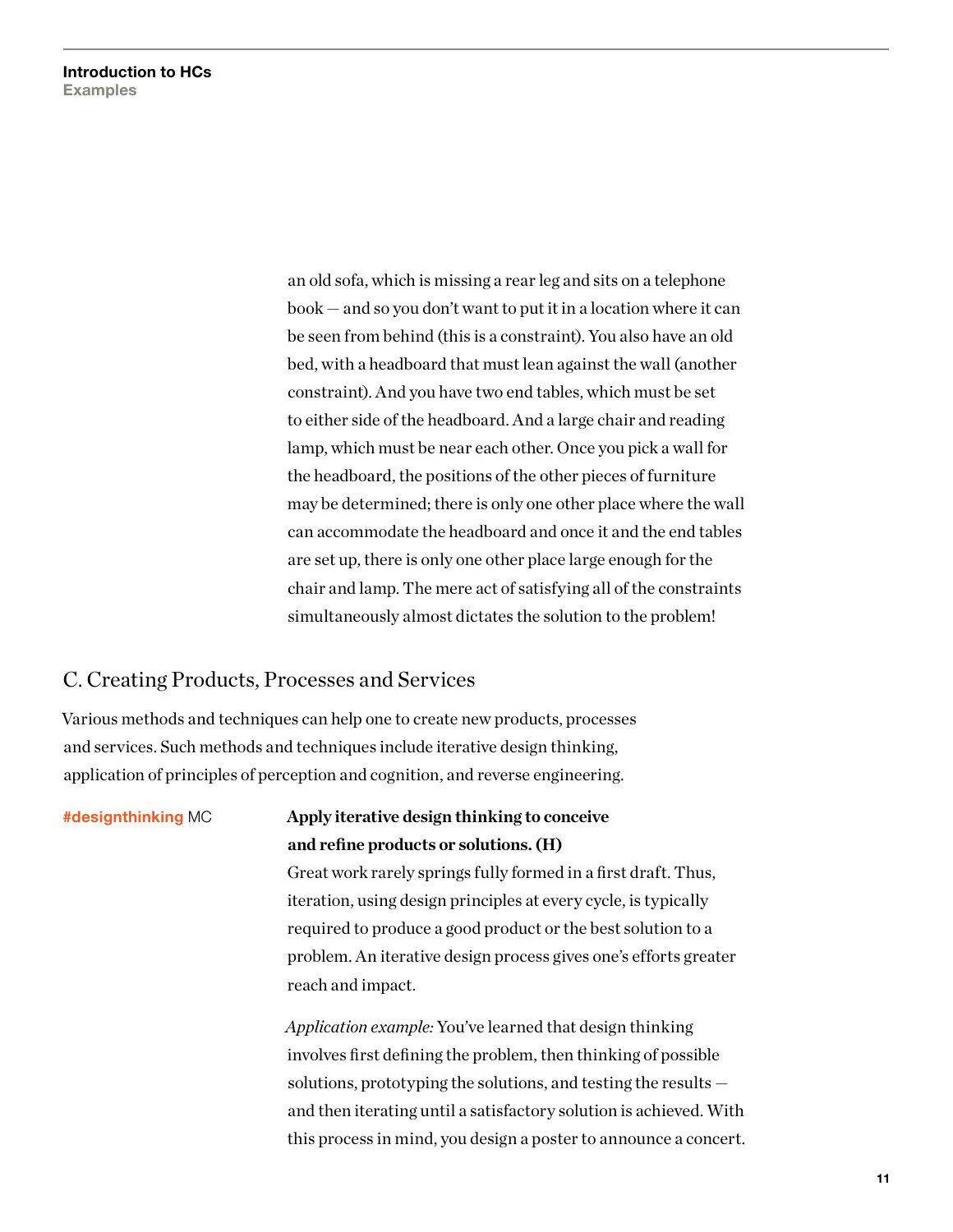an old sofa, which is missing a rear leg and sits on a telephone book — and so you don't want to put it in a location where it can be seen from behind (this is a constraint). You also have an old bed, with a headboard that must lean against the wall (another constraint). And you have two end tables, which must be set to either side of the headboard. And a large chair and reading lamp, which must be near each other. Once you pick a wall for the headboard, the positions of the other pieces of furniture may be determined; there is only one other place where the wall can accommodate the headboard and once it and the end tables are set up, there is only one other place large enough for the chair and lamp. The mere act of satisfying all of the constraints simultaneously almost dictates the solution to the problem!

## C. Creating Products, Processes and Services

Various methods and techniques can help one to create new products, processes and services. Such methods and techniques include iterative design thinking, application of principles of perception and cognition, and reverse engineering.

#designthinking MC

**Apply iterative design thinking to conceive and refine products or solutions. (H)**
Great work rarely springs fully formed in a first draft. Thus, iteration, using design principles at every cycle, is typically required to produce a good product or the best solution to a problem. An iterative design process gives one's efforts greater reach and impact.

*Application example:* You've learned that design thinking involves first defining the problem, then thinking of possible solutions, prototyping the solutions, and testing the results — and then iterating until a satisfactory solution is achieved. With this process in mind, you design a poster to announce a concert.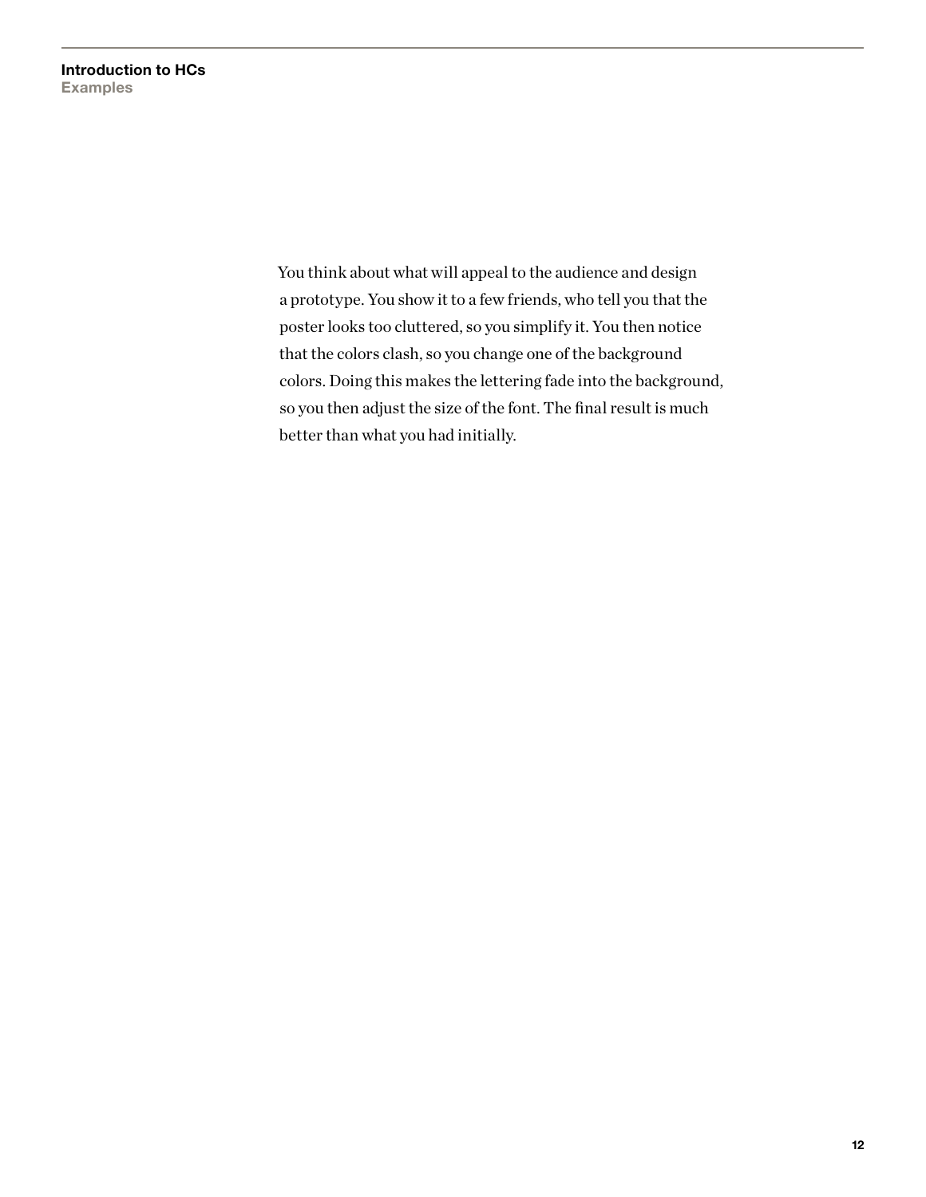You think about what will appeal to the audience and design a prototype. You show it to a few friends, who tell you that the poster looks too cluttered, so you simplify it. You then notice that the colors clash, so you change one of the background colors. Doing this makes the lettering fade into the background, so you then adjust the size of the font. The final result is much better than what you had initially.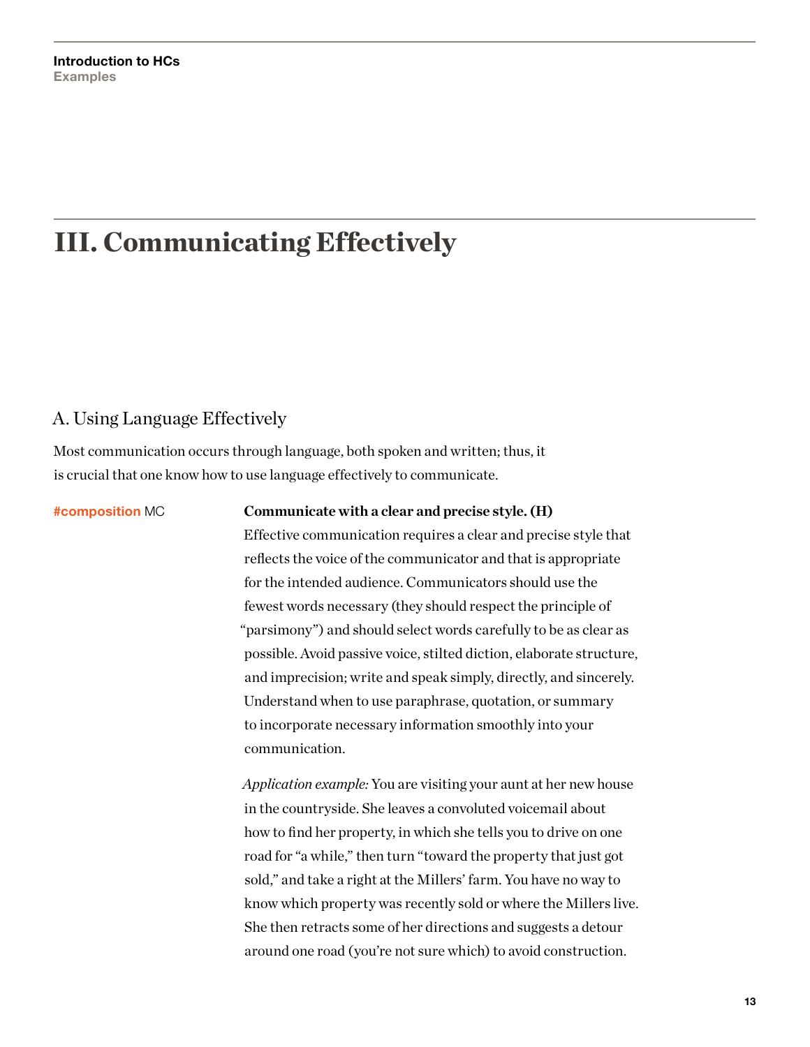# III. Communicating Effectively

## A. Using Language Effectively

Most communication occurs through language, both spoken and written; thus, it is crucial that one know how to use language effectively to communicate.

#composition MC

**Communicate with a clear and precise style. (H)**

Effective communication requires a clear and precise style that reflects the voice of the communicator and that is appropriate for the intended audience. Communicators should use the fewest words necessary (they should respect the principle of "parsimony") and should select words carefully to be as clear as possible. Avoid passive voice, stilted diction, elaborate structure, and imprecision; write and speak simply, directly, and sincerely. Understand when to use paraphrase, quotation, or summary to incorporate necessary information smoothly into your communication.

*Application example:* You are visiting your aunt at her new house in the countryside. She leaves a convoluted voicemail about how to find her property, in which she tells you to drive on one road for "a while," then turn "toward the property that just got sold," and take a right at the Millers' farm. You have no way to know which property was recently sold or where the Millers live. She then retracts some of her directions and suggests a detour around one road (you're not sure which) to avoid construction.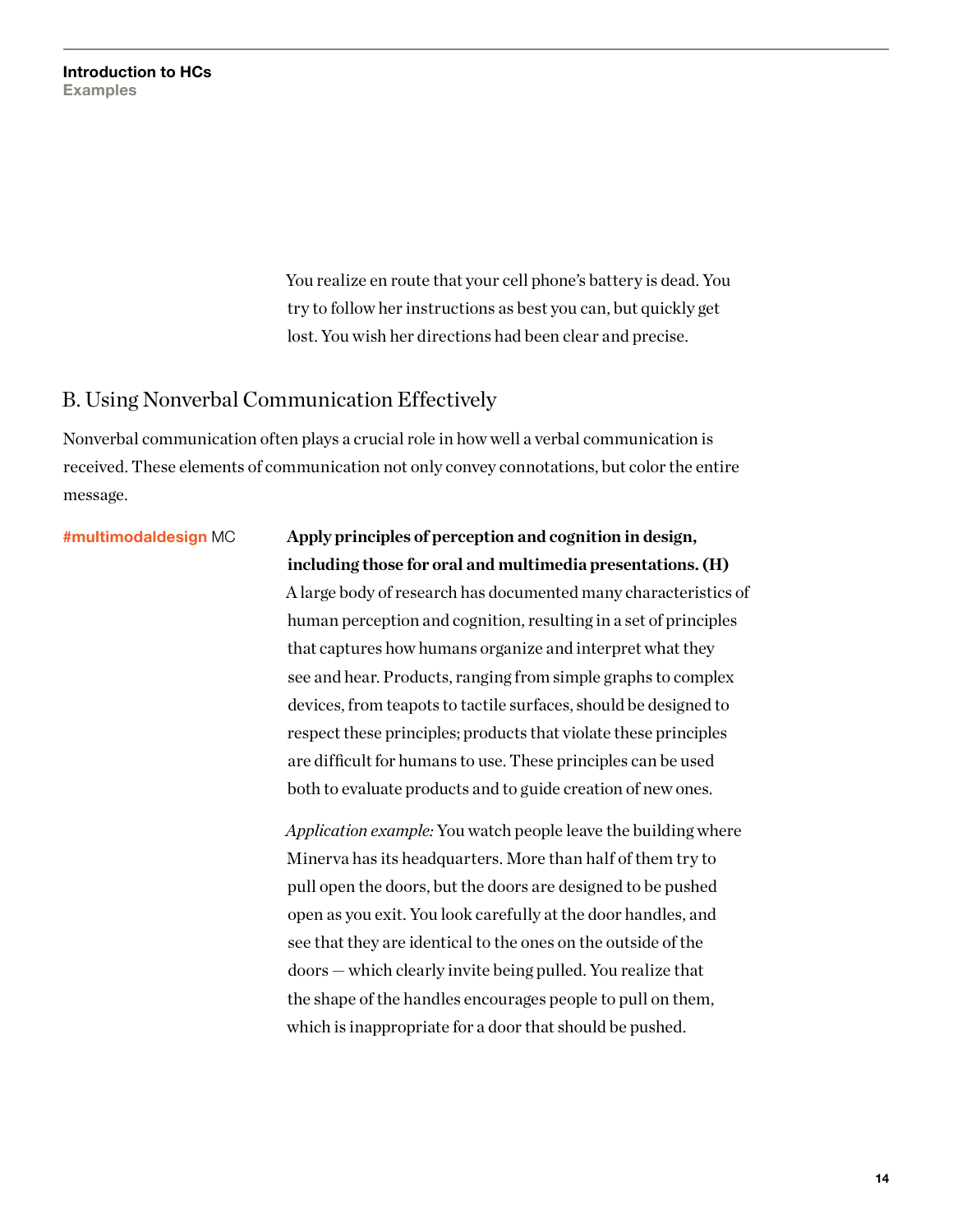You realize en route that your cell phone's battery is dead. You try to follow her instructions as best you can, but quickly get lost. You wish her directions had been clear and precise.

## B. Using Nonverbal Communication Effectively

Nonverbal communication often plays a crucial role in how well a verbal communication is received. These elements of communication not only convey connotations, but color the entire message.

#multimodaldesign MC

**Apply principles of perception and cognition in design, including those for oral and multimedia presentations. (H)**
A large body of research has documented many characteristics of human perception and cognition, resulting in a set of principles that captures how humans organize and interpret what they see and hear. Products, ranging from simple graphs to complex devices, from teapots to tactile surfaces, should be designed to respect these principles; products that violate these principles are difficult for humans to use. These principles can be used both to evaluate products and to guide creation of new ones.

*Application example:* You watch people leave the building where Minerva has its headquarters. More than half of them try to pull open the doors, but the doors are designed to be pushed open as you exit. You look carefully at the door handles, and see that they are identical to the ones on the outside of the doors — which clearly invite being pulled. You realize that the shape of the handles encourages people to pull on them, which is inappropriate for a door that should be pushed.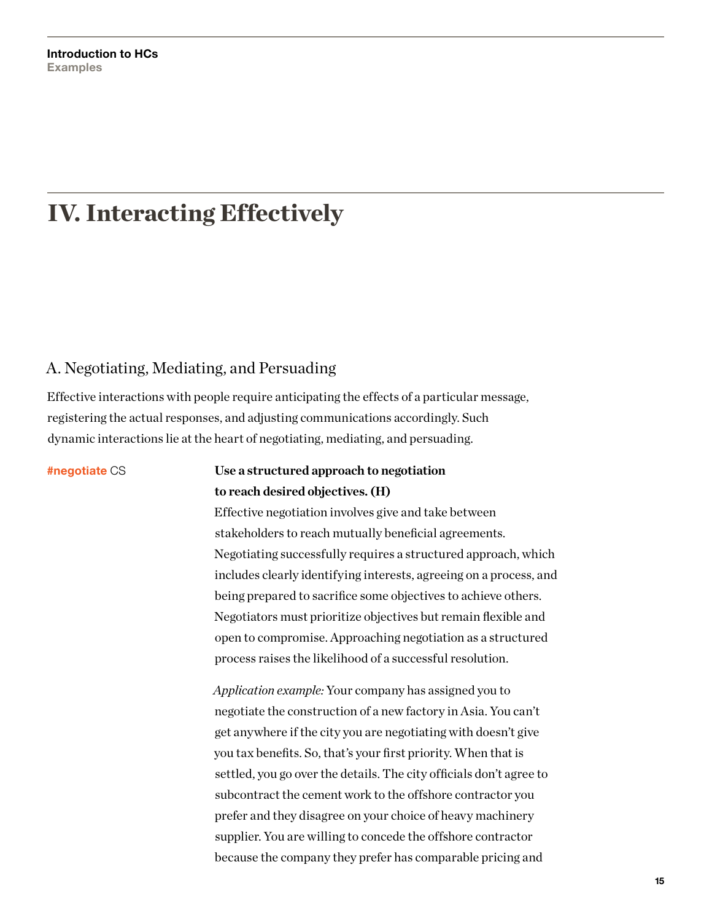# IV. Interacting Effectively

## A. Negotiating, Mediating, and Persuading

Effective interactions with people require anticipating the effects of a particular message, registering the actual responses, and adjusting communications accordingly. Such dynamic interactions lie at the heart of negotiating, mediating, and persuading.

**#negotiate** CS

**Use a structured approach to negotiation to reach desired objectives. (H)**

Effective negotiation involves give and take between stakeholders to reach mutually beneficial agreements. Negotiating successfully requires a structured approach, which includes clearly identifying interests, agreeing on a process, and being prepared to sacrifice some objectives to achieve others. Negotiators must prioritize objectives but remain flexible and open to compromise. Approaching negotiation as a structured process raises the likelihood of a successful resolution.

*Application example:* Your company has assigned you to negotiate the construction of a new factory in Asia. You can't get anywhere if the city you are negotiating with doesn't give you tax benefits. So, that's your first priority. When that is settled, you go over the details. The city officials don't agree to subcontract the cement work to the offshore contractor you prefer and they disagree on your choice of heavy machinery supplier. You are willing to concede the offshore contractor because the company they prefer has comparable pricing and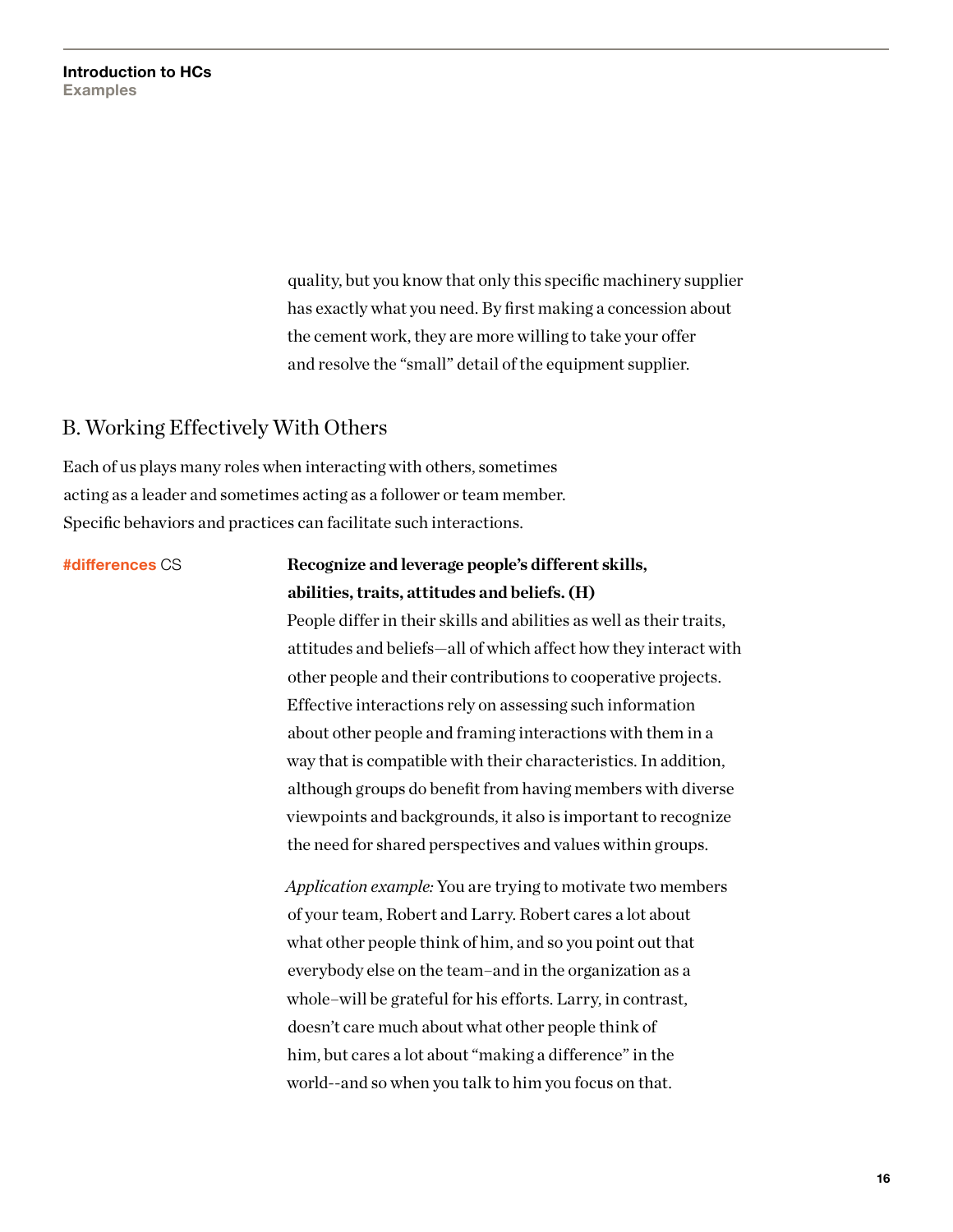quality, but you know that only this specific machinery supplier has exactly what you need. By first making a concession about the cement work, they are more willing to take your offer and resolve the “small” detail of the equipment supplier.

## B. Working Effectively With Others

Each of us plays many roles when interacting with others, sometimes acting as a leader and sometimes acting as a follower or team member. Specific behaviors and practices can facilitate such interactions.

**#differences** CS

**Recognize and leverage people’s different skills, abilities, traits, attitudes and beliefs. (H)**
People differ in their skills and abilities as well as their traits, attitudes and beliefs—all of which affect how they interact with other people and their contributions to cooperative projects. Effective interactions rely on assessing such information about other people and framing interactions with them in a way that is compatible with their characteristics. In addition, although groups do benefit from having members with diverse viewpoints and backgrounds, it also is important to recognize the need for shared perspectives and values within groups.

*Application example:* You are trying to motivate two members of your team, Robert and Larry. Robert cares a lot about what other people think of him, and so you point out that everybody else on the team–and in the organization as a whole–will be grateful for his efforts. Larry, in contrast, doesn’t care much about what other people think of him, but cares a lot about “making a difference” in the world--and so when you talk to him you focus on that.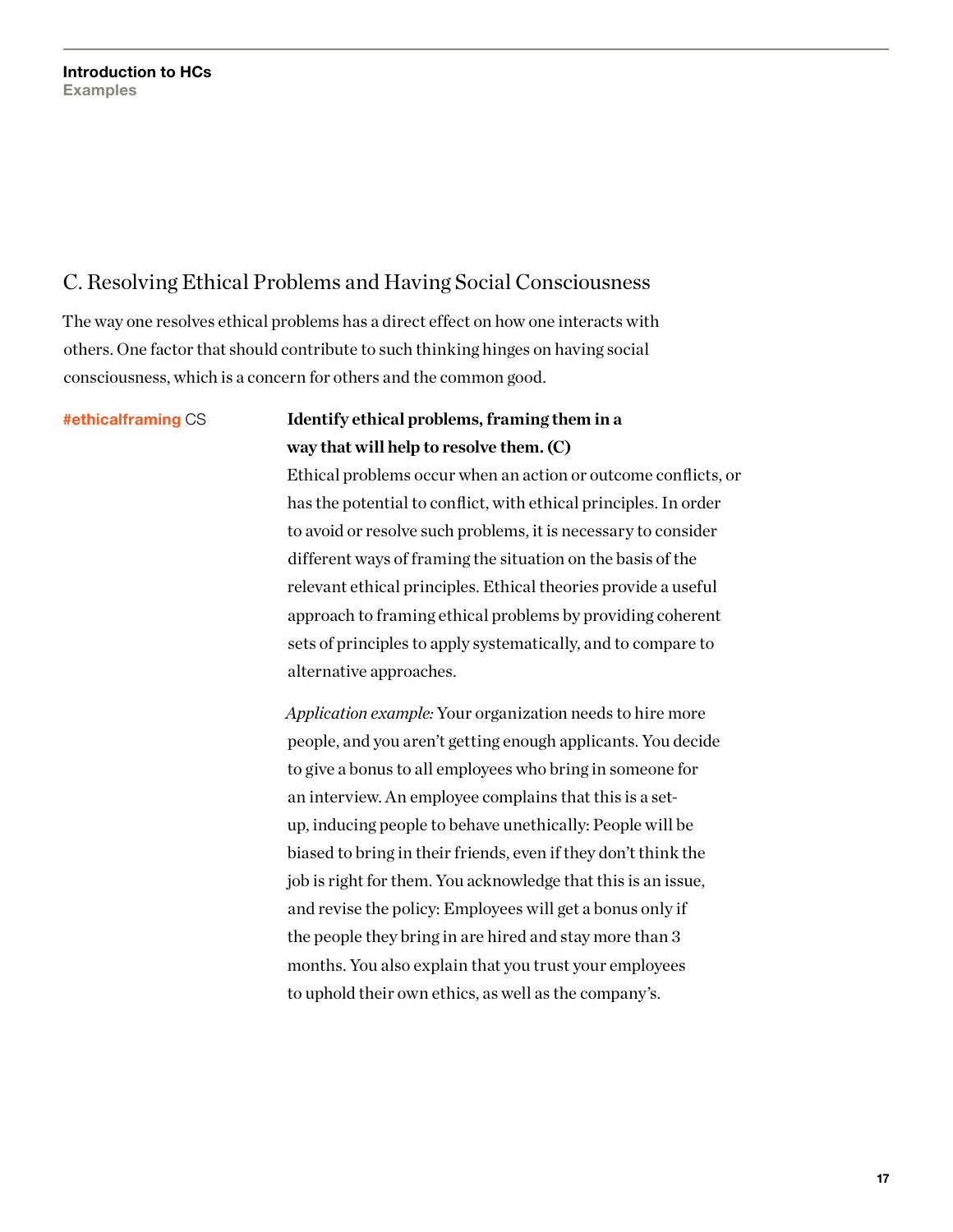## C. Resolving Ethical Problems and Having Social Consciousness

The way one resolves ethical problems has a direct effect on how one interacts with others. One factor that should contribute to such thinking hinges on having social consciousness, which is a concern for others and the common good.

**#ethicalframing** CS

**Identify ethical problems, framing them in a way that will help to resolve them. (C)**

Ethical problems occur when an action or outcome conflicts, or has the potential to conflict, with ethical principles. In order to avoid or resolve such problems, it is necessary to consider different ways of framing the situation on the basis of the relevant ethical principles. Ethical theories provide a useful approach to framing ethical problems by providing coherent sets of principles to apply systematically, and to compare to alternative approaches.

*Application example:* Your organization needs to hire more people, and you aren't getting enough applicants. You decide to give a bonus to all employees who bring in someone for an interview. An employee complains that this is a set-up, inducing people to behave unethically: People will be biased to bring in their friends, even if they don't think the job is right for them. You acknowledge that this is an issue, and revise the policy: Employees will get a bonus only if the people they bring in are hired and stay more than 3 months. You also explain that you trust your employees to uphold their own ethics, as well as the company's.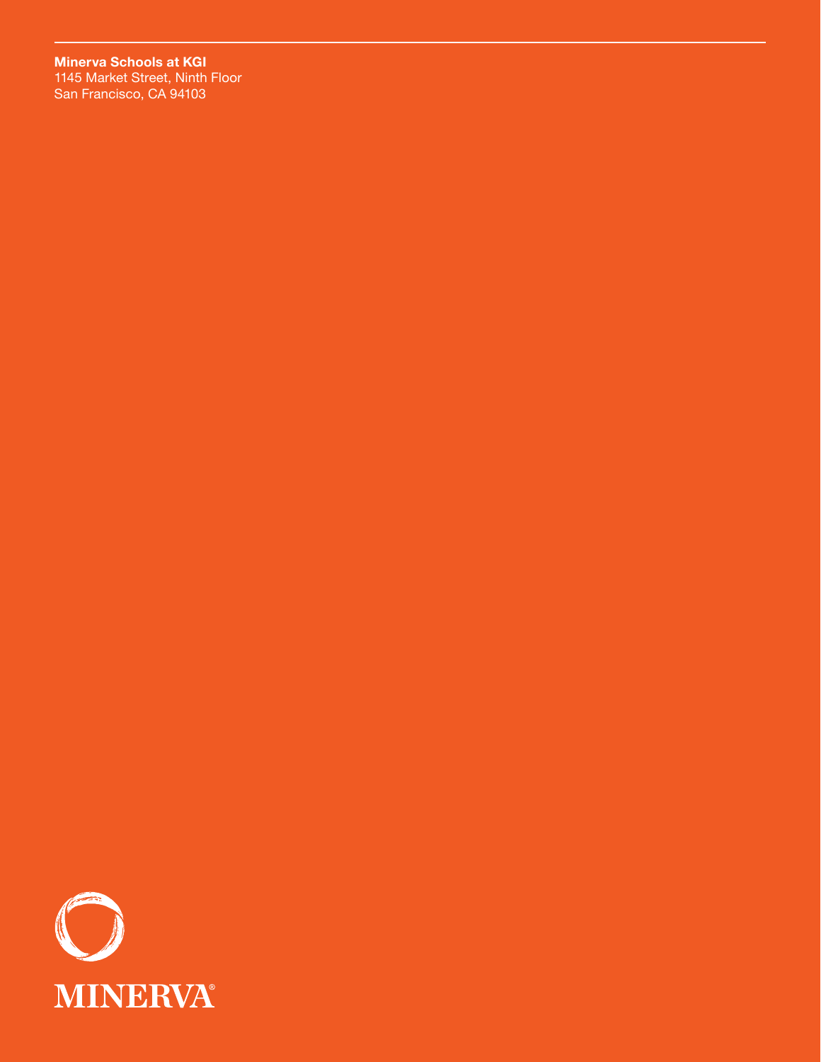**Minerva Schools at KGI**
1145 Market Street, Ninth Floor
San Francisco, CA 94103

MINERVA®